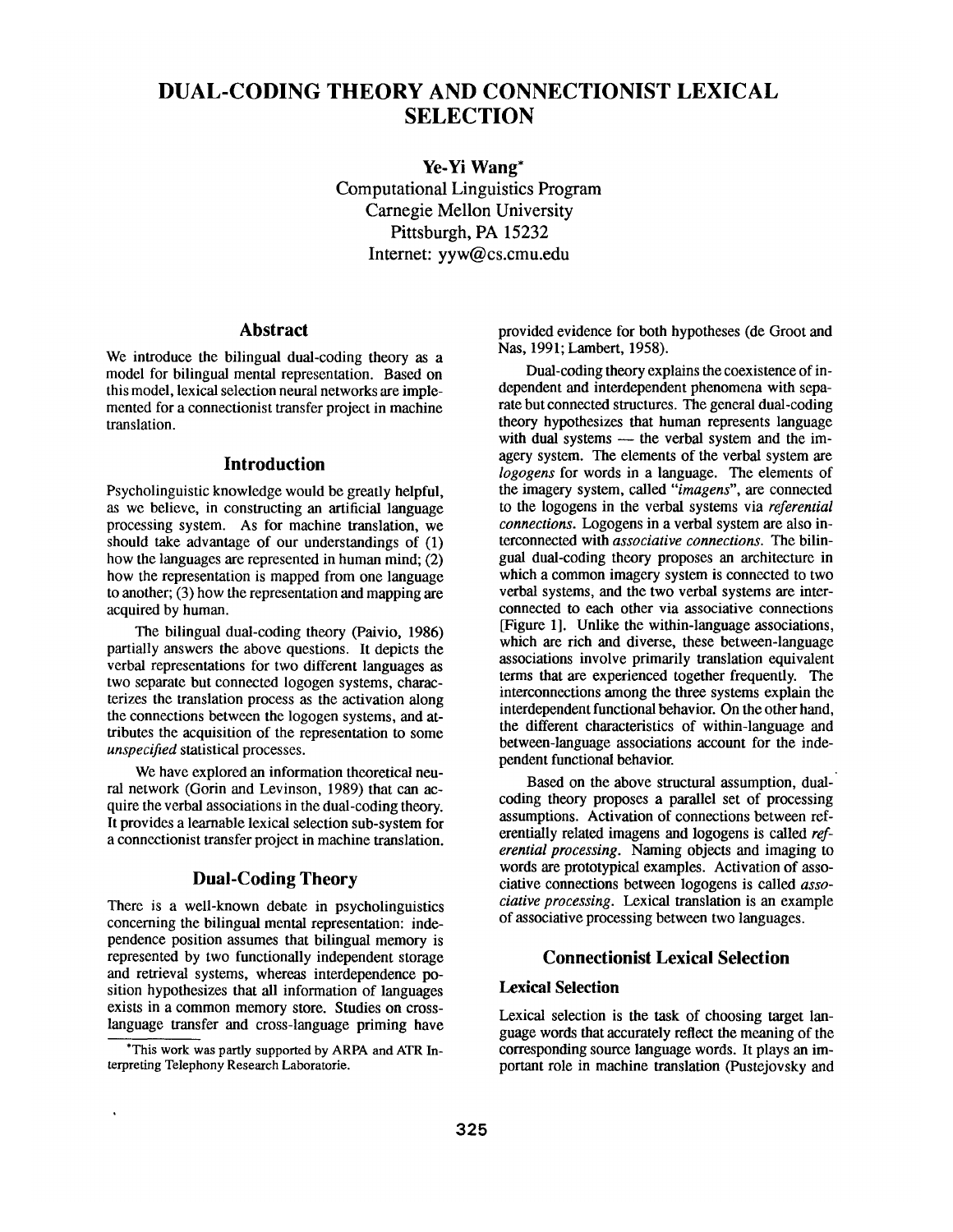# DUAL-CODING THEORY AND CONNECTIONIST LEXICAL SELECTION

**Ye-Yi Wang***
Computational Linguistics Program
Carnegie Mellon University
Pittsburgh, PA 15232
Internet: yyw@cs.cmu.edu

## Abstract

We introduce the bilingual dual-coding theory as a model for bilingual mental representation. Based on this model, lexical selection neural networks are implemented for a connectionist transfer project in machine translation.

## Introduction

Psycholinguistic knowledge would be greatly helpful, as we believe, in constructing an artificial language processing system. As for machine translation, we should take advantage of our understandings of (1) how the languages are represented in human mind; (2) how the representation is mapped from one language to another; (3) how the representation and mapping are acquired by human.

The bilingual dual-coding theory (Paivio, 1986) partially answers the above questions. It depicts the verbal representations for two different languages as two separate but connected logogen systems, characterizes the translation process as the activation along the connections between the logogen systems, and attributes the acquisition of the representation to some *unspecified* statistical processes.

We have explored an information theoretical neural network (Gorin and Levinson, 1989) that can acquire the verbal associations in the dual-coding theory. It provides a learnable lexical selection sub-system for a connectionist transfer project in machine translation.

## Dual-Coding Theory

There is a well-known debate in psycholinguistics concerning the bilingual mental representation: independence position assumes that bilingual memory is represented by two functionally independent storage and retrieval systems, whereas interdependence position hypothesizes that all information of languages exists in a common memory store. Studies on cross-language transfer and cross-language priming have provided evidence for both hypotheses (de Groot and Nas, 1991; Lambert, 1958).

Dual-coding theory explains the coexistence of independent and interdependent phenomena with separate but connected structures. The general dual-coding theory hypothesizes that human represents language with dual systems — the verbal system and the imagery system. The elements of the verbal system are *logogens* for words in a language. The elements of the imagery system, called *"imagens"*, are connected to the logogens in the verbal systems via *referential connections*. Logogens in a verbal system are also interconnected with *associative connections*. The bilingual dual-coding theory proposes an architecture in which a common imagery system is connected to two verbal systems, and the two verbal systems are interconnected to each other via associative connections [Figure 1]. Unlike the within-language associations, which are rich and diverse, these between-language associations involve primarily translation equivalent terms that are experienced together frequently. The interconnections among the three systems explain the interdependent functional behavior. On the other hand, the different characteristics of within-language and between-language associations account for the independent functional behavior.

Based on the above structural assumption, dual-coding theory proposes a parallel set of processing assumptions. Activation of connections between referentially related imagens and logogens is called *referential processing*. Naming objects and imaging to words are prototypical examples. Activation of associative connections between logogens is called *associative processing*. Lexical translation is an example of associative processing between two languages.

## Connectionist Lexical Selection

### Lexical Selection

Lexical selection is the task of choosing target language words that accurately reflect the meaning of the corresponding source language words. It plays an important role in machine translation (Pustejovsky and

---

*This work was partly supported by ARPA and ATR Interpreting Telephony Research Laboratorie.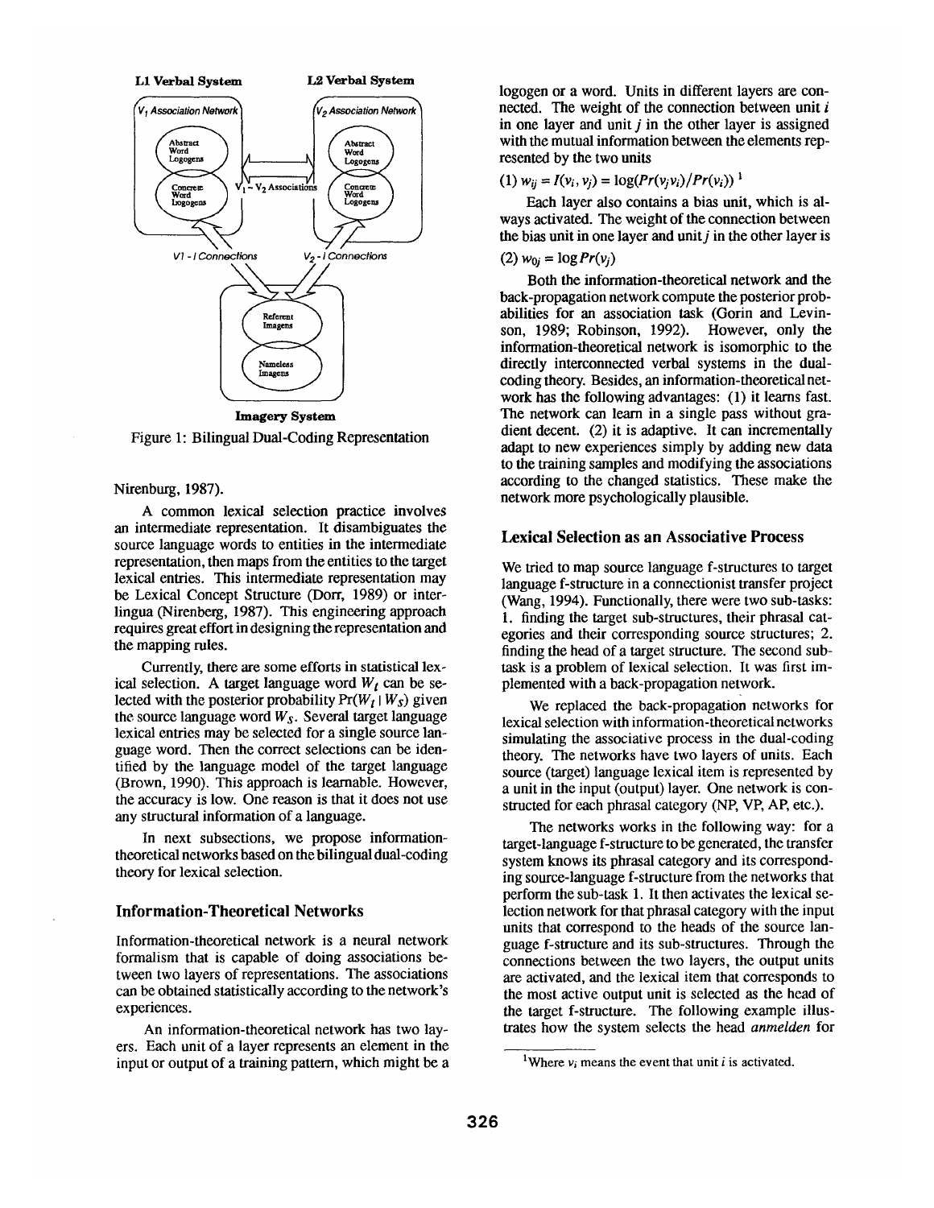Figure 1: Bilingual Dual-Coding Representation

Nirenburg, 1987).

A common lexical selection practice involves an intermediate representation. It disambiguates the source language words to entities in the intermediate representation, then maps from the entities to the target lexical entries. This intermediate representation may be Lexical Concept Structure (Dorr, 1989) or interlingua (Nirenberg, 1987). This engineering approach requires great effort in designing the representation and the mapping rules.

Currently, there are some efforts in statistical lexical selection. A target language word $W_t$ can be selected with the posterior probability $\Pr(W_t \mid W_S)$ given the source language word $W_S$. Several target language lexical entries may be selected for a single source language word. Then the correct selections can be identified by the language model of the target language (Brown, 1990). This approach is learnable. However, the accuracy is low. One reason is that it does not use any structural information of a language.

In next subsections, we propose information-theoretical networks based on the bilingual dual-coding theory for lexical selection.

## Information-Theoretical Networks

Information-theoretical network is a neural network formalism that is capable of doing associations between two layers of representations. The associations can be obtained statistically according to the network's experiences.

An information-theoretical network has two layers. Each unit of a layer represents an element in the input or output of a training pattern, which might be a logogen or a word. Units in different layers are connected. The weight of the connection between unit $i$ in one layer and unit $j$ in the other layer is assigned with the mutual information between the elements represented by the two units

(1) $w_{ij} = I(v_i, v_j) = \log(Pr(v_j v_i)/Pr(v_i))$ [1]

Each layer also contains a bias unit, which is always activated. The weight of the connection between the bias unit in one layer and unit $j$ in the other layer is

(2) $w_{0j} = \log Pr(v_j)$

Both the information-theoretical network and the back-propagation network compute the posterior probabilities for an association task (Gorin and Levinson, 1989; Robinson, 1992). However, only the information-theoretical network is isomorphic to the directly interconnected verbal systems in the dual-coding theory. Besides, an information-theoretical network has the following advantages: (1) it learns fast. The network can learn in a single pass without gradient decent. (2) it is adaptive. It can incrementally adapt to new experiences simply by adding new data to the training samples and modifying the associations according to the changed statistics. These make the network more psychologically plausible.

## Lexical Selection as an Associative Process

We tried to map source language f-structures to target language f-structure in a connectionist transfer project (Wang, 1994). Functionally, there were two sub-tasks: 1. finding the target sub-structures, their phrasal categories and their corresponding source structures; 2. finding the head of a target structure. The second sub-task is a problem of lexical selection. It was first implemented with a back-propagation network.

We replaced the back-propagation networks for lexical selection with information-theoretical networks simulating the associative process in the dual-coding theory. The networks have two layers of units. Each source (target) language lexical item is represented by a unit in the input (output) layer. One network is constructed for each phrasal category (NP, VP, AP, etc.).

The networks works in the following way: for a target-language f-structure to be generated, the transfer system knows its phrasal category and its corresponding source-language f-structure from the networks that perform the sub-task 1. It then activates the lexical selection network for that phrasal category with the input units that correspond to the heads of the source language f-structure and its sub-structures. Through the connections between the two layers, the output units are activated, and the lexical item that corresponds to the most active output unit is selected as the head of the target f-structure. The following example illustrates how the system selects the head *anmelden* for

[1] Where $v_i$ means the event that unit $i$ is activated.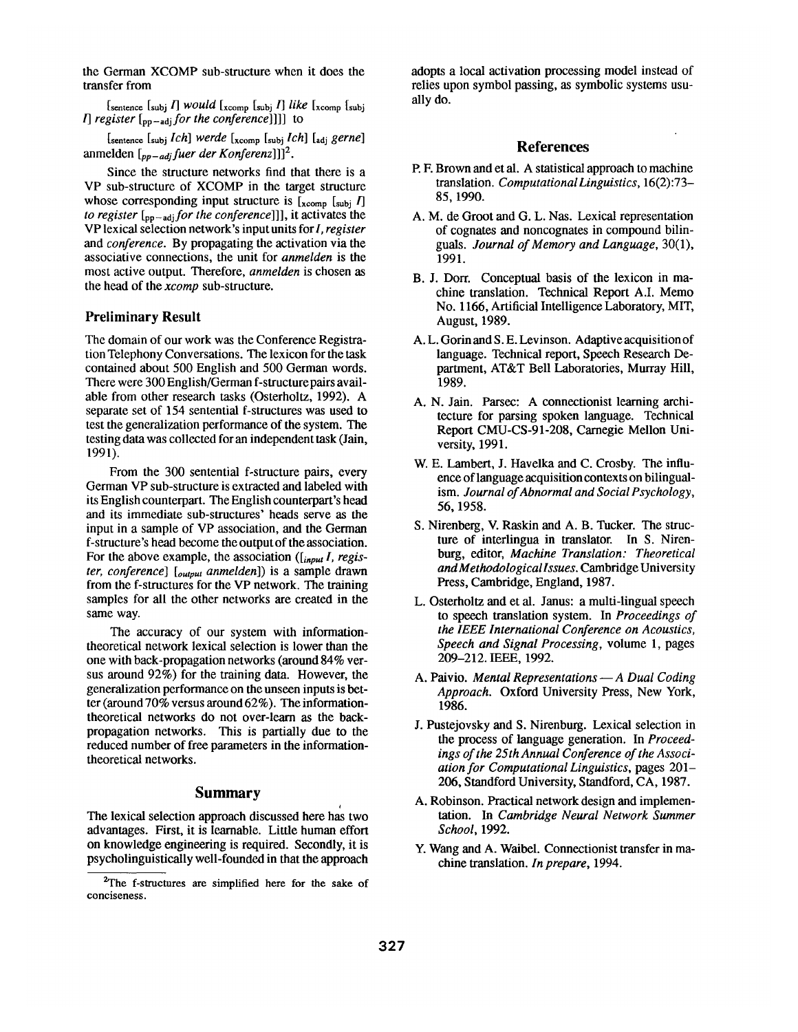the German XCOMP sub-structure when it does the transfer from

$[_{sentence}$ $[_{subj}$ *I*] *would* $[_{xcomp}$ $[_{subj}$ *I*] *like* $[_{xcomp}$ $[_{subj}$ *I*] *register* $[_{pp-adj}$ *for the conference*]]]] to

$[_{sentence}$ $[_{subj}$ *Ich*] *werde* $[_{xcomp}$ $[_{subj}$ *Ich*] $[_{adj}$ *gerne*] anmelden $[_{pp-adj}$ *fuer der Konferenz*]]][2].

Since the structure networks find that there is a VP sub-structure of XCOMP in the target structure whose corresponding input structure is $[_{xcomp}$ $[_{subj}$ *I*] *to register* $[_{pp-adj}$ *for the conference*]]], it activates the VP lexical selection network's input units for *I*, *register* and *conference*. By propagating the activation via the associative connections, the unit for *anmelden* is the most active output. Therefore, *anmelden* is chosen as the head of the *xcomp* sub-structure.

### Preliminary Result

The domain of our work was the Conference Registration Telephony Conversations. The lexicon for the task contained about 500 English and 500 German words. There were 300 English/German f-structure pairs available from other research tasks (Osterholtz, 1992). A separate set of 154 sentential f-structures was used to test the generalization performance of the system. The testing data was collected for an independent task (Jain, 1991).

From the 300 sentential f-structure pairs, every German VP sub-structure is extracted and labeled with its English counterpart. The English counterpart's head and its immediate sub-structures' heads serve as the input in a sample of VP association, and the German f-structure's head become the output of the association. For the above example, the association ($[_{input}$ *I, register, conference*] $[_{output}$ *anmelden*]) is a sample drawn from the f-structures for the VP network. The training samples for all the other networks are created in the same way.

The accuracy of our system with information-theoretical network lexical selection is lower than the one with back-propagation networks (around 84% versus around 92%) for the training data. However, the generalization performance on the unseen inputs is better (around 70% versus around 62%). The information-theoretical networks do not over-learn as the back-propagation networks. This is partially due to the reduced number of free parameters in the information-theoretical networks.

## Summary

The lexical selection approach discussed here has two advantages. First, it is learnable. Little human effort on knowledge engineering is required. Secondly, it is psycholinguistically well-founded in that the approach adopts a local activation processing model instead of relies upon symbol passing, as symbolic systems usually do.

[2]The f-structures are simplified here for the sake of conciseness.

## References

P. F. Brown and et al. A statistical approach to machine translation. *Computational Linguistics*, 16(2):73–85, 1990.

A. M. de Groot and G. L. Nas. Lexical representation of cognates and noncognates in compound bilinguals. *Journal of Memory and Language*, 30(1), 1991.

B. J. Dorr. Conceptual basis of the lexicon in machine translation. Technical Report A.I. Memo No. 1166, Artificial Intelligence Laboratory, MIT, August, 1989.

A. L. Gorin and S. E. Levinson. Adaptive acquisition of language. Technical report, Speech Research Department, AT&T Bell Laboratories, Murray Hill, 1989.

A. N. Jain. Parsec: A connectionist learning architecture for parsing spoken language. Technical Report CMU-CS-91-208, Carnegie Mellon University, 1991.

W. E. Lambert, J. Havelka and C. Crosby. The influence of language acquisition contexts on bilingualism. *Journal of Abnormal and Social Psychology*, 56, 1958.

S. Nirenberg, V. Raskin and A. B. Tucker. The structure of interlingua in translator. In S. Nirenburg, editor, *Machine Translation: Theoretical and Methodological Issues*. Cambridge University Press, Cambridge, England, 1987.

L. Osterholtz and et al. Janus: a multi-lingual speech to speech translation system. In *Proceedings of the IEEE International Conference on Acoustics, Speech and Signal Processing*, volume 1, pages 209–212. IEEE, 1992.

A. Paivio. *Mental Representations — A Dual Coding Approach*. Oxford University Press, New York, 1986.

J. Pustejovsky and S. Nirenburg. Lexical selection in the process of language generation. In *Proceedings of the 25th Annual Conference of the Association for Computational Linguistics*, pages 201–206, Standford University, Standford, CA, 1987.

A. Robinson. Practical network design and implementation. In *Cambridge Neural Network Summer School*, 1992.

Y. Wang and A. Waibel. Connectionist transfer in machine translation. *In prepare*, 1994.